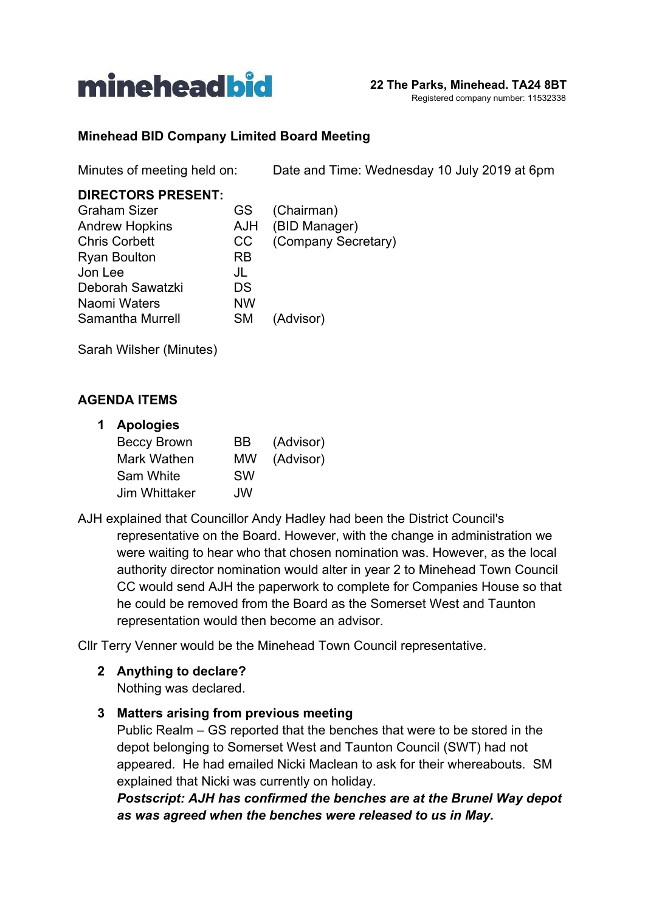**minehead bid**

**22 The Parks, Minehead. TA24 8BT**
Registered company number: 11532338

## Minehead BID Company Limited Board Meeting

Minutes of meeting held on: Date and Time: Wednesday 10 July 2019 at 6pm

**DIRECTORS PRESENT:**

| | | |
|---|---|---|
| Graham Sizer | GS | (Chairman) |
| Andrew Hopkins | AJH | (BID Manager) |
| Chris Corbett | CC | (Company Secretary) |
| Ryan Boulton | RB | |
| Jon Lee | JL | |
| Deborah Sawatzki | DS | |
| Naomi Waters | NW | |
| Samantha Murrell | SM | (Advisor) |

Sarah Wilsher (Minutes)

## AGENDA ITEMS

**1 Apologies**

| | | |
|---|---|---|
| Beccy Brown | BB | (Advisor) |
| Mark Wathen | MW | (Advisor) |
| Sam White | SW | |
| Jim Whittaker | JW | |

AJH explained that Councillor Andy Hadley had been the District Council's representative on the Board. However, with the change in administration we were waiting to hear who that chosen nomination was. However, as the local authority director nomination would alter in year 2 to Minehead Town Council CC would send AJH the paperwork to complete for Companies House so that he could be removed from the Board as the Somerset West and Taunton representation would then become an advisor.

Cllr Terry Venner would be the Minehead Town Council representative.

**2 Anything to declare?**

Nothing was declared.

**3 Matters arising from previous meeting**

Public Realm – GS reported that the benches that were to be stored in the depot belonging to Somerset West and Taunton Council (SWT) had not appeared. He had emailed Nicki Maclean to ask for their whereabouts. SM explained that Nicki was currently on holiday.

***Postscript: AJH has confirmed the benches are at the Brunel Way depot as was agreed when the benches were released to us in May.***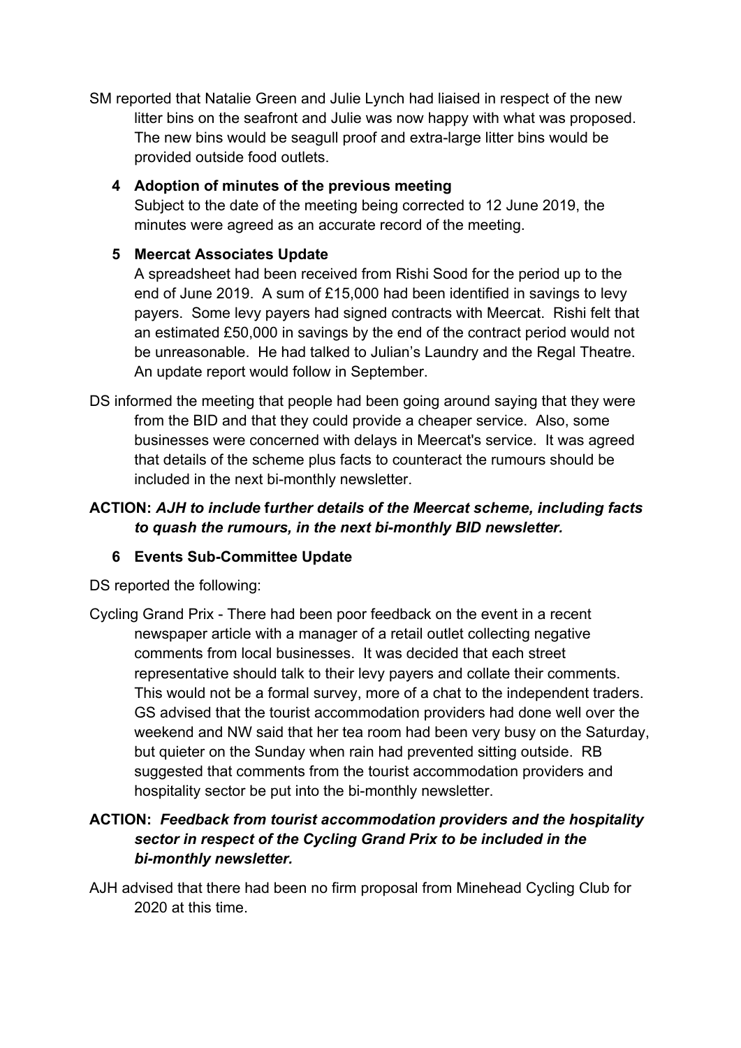SM reported that Natalie Green and Julie Lynch had liaised in respect of the new litter bins on the seafront and Julie was now happy with what was proposed. The new bins would be seagull proof and extra-large litter bins would be provided outside food outlets.

**4 Adoption of minutes of the previous meeting**

Subject to the date of the meeting being corrected to 12 June 2019, the minutes were agreed as an accurate record of the meeting.

**5 Meercat Associates Update**

A spreadsheet had been received from Rishi Sood for the period up to the end of June 2019. A sum of £15,000 had been identified in savings to levy payers. Some levy payers had signed contracts with Meercat. Rishi felt that an estimated £50,000 in savings by the end of the contract period would not be unreasonable. He had talked to Julian's Laundry and the Regal Theatre. An update report would follow in September.

DS informed the meeting that people had been going around saying that they were from the BID and that they could provide a cheaper service. Also, some businesses were concerned with delays in Meercat's service. It was agreed that details of the scheme plus facts to counteract the rumours should be included in the next bi-monthly newsletter.

**ACTION:** ***AJH to include further details of the Meercat scheme, including facts to quash the rumours, in the next bi-monthly BID newsletter.***

**6 Events Sub-Committee Update**

DS reported the following:

Cycling Grand Prix - There had been poor feedback on the event in a recent newspaper article with a manager of a retail outlet collecting negative comments from local businesses. It was decided that each street representative should talk to their levy payers and collate their comments. This would not be a formal survey, more of a chat to the independent traders. GS advised that the tourist accommodation providers had done well over the weekend and NW said that her tea room had been very busy on the Saturday, but quieter on the Sunday when rain had prevented sitting outside. RB suggested that comments from the tourist accommodation providers and hospitality sector be put into the bi-monthly newsletter.

**ACTION:** ***Feedback from tourist accommodation providers and the hospitality sector in respect of the Cycling Grand Prix to be included in the bi-monthly newsletter.***

AJH advised that there had been no firm proposal from Minehead Cycling Club for 2020 at this time.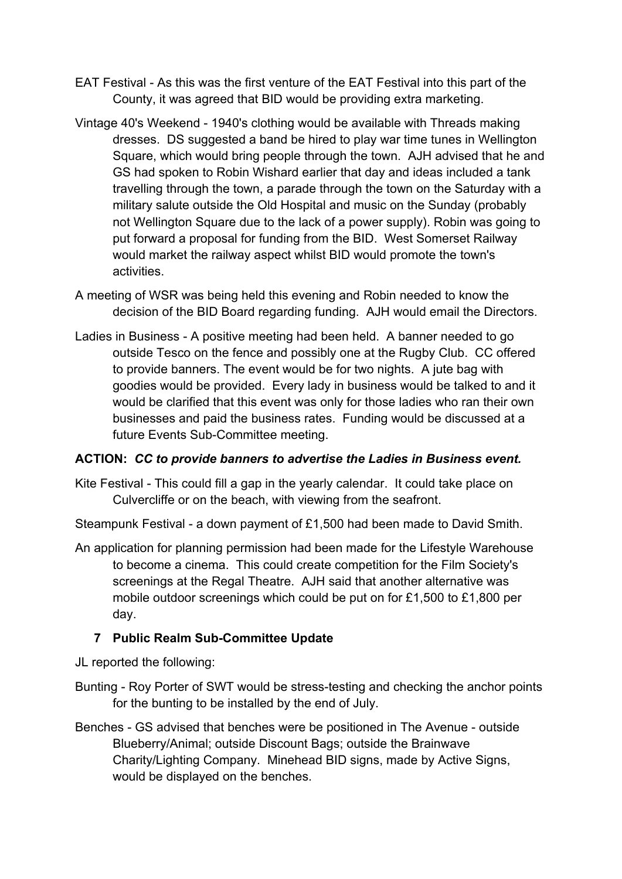EAT Festival - As this was the first venture of the EAT Festival into this part of the County, it was agreed that BID would be providing extra marketing.

Vintage 40's Weekend - 1940's clothing would be available with Threads making dresses. DS suggested a band be hired to play war time tunes in Wellington Square, which would bring people through the town. AJH advised that he and GS had spoken to Robin Wishard earlier that day and ideas included a tank travelling through the town, a parade through the town on the Saturday with a military salute outside the Old Hospital and music on the Sunday (probably not Wellington Square due to the lack of a power supply). Robin was going to put forward a proposal for funding from the BID. West Somerset Railway would market the railway aspect whilst BID would promote the town's activities.

A meeting of WSR was being held this evening and Robin needed to know the decision of the BID Board regarding funding. AJH would email the Directors.

Ladies in Business - A positive meeting had been held. A banner needed to go outside Tesco on the fence and possibly one at the Rugby Club. CC offered to provide banners. The event would be for two nights. A jute bag with goodies would be provided. Every lady in business would be talked to and it would be clarified that this event was only for those ladies who ran their own businesses and paid the business rates. Funding would be discussed at a future Events Sub-Committee meeting.

**ACTION:** ***CC to provide banners to advertise the Ladies in Business event.***

Kite Festival - This could fill a gap in the yearly calendar. It could take place on Culvercliffe or on the beach, with viewing from the seafront.

Steampunk Festival - a down payment of £1,500 had been made to David Smith.

An application for planning permission had been made for the Lifestyle Warehouse to become a cinema. This could create competition for the Film Society's screenings at the Regal Theatre. AJH said that another alternative was mobile outdoor screenings which could be put on for £1,500 to £1,800 per day.

## 7 Public Realm Sub-Committee Update

JL reported the following:

Bunting - Roy Porter of SWT would be stress-testing and checking the anchor points for the bunting to be installed by the end of July.

Benches - GS advised that benches were be positioned in The Avenue - outside Blueberry/Animal; outside Discount Bags; outside the Brainwave Charity/Lighting Company. Minehead BID signs, made by Active Signs, would be displayed on the benches.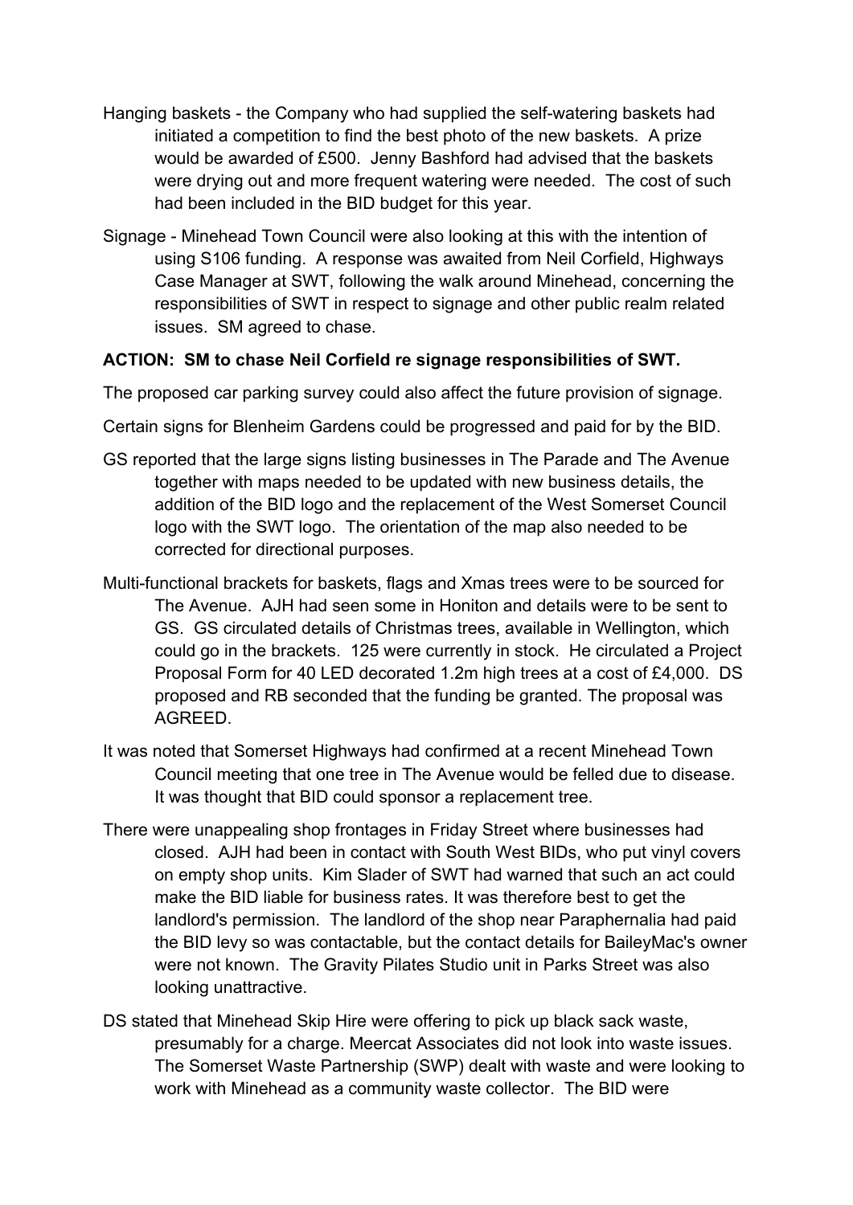Hanging baskets - the Company who had supplied the self-watering baskets had initiated a competition to find the best photo of the new baskets. A prize would be awarded of £500. Jenny Bashford had advised that the baskets were drying out and more frequent watering were needed. The cost of such had been included in the BID budget for this year.

Signage - Minehead Town Council were also looking at this with the intention of using S106 funding. A response was awaited from Neil Corfield, Highways Case Manager at SWT, following the walk around Minehead, concerning the responsibilities of SWT in respect to signage and other public realm related issues. SM agreed to chase.

**ACTION: SM to chase Neil Corfield re signage responsibilities of SWT.**

The proposed car parking survey could also affect the future provision of signage.

Certain signs for Blenheim Gardens could be progressed and paid for by the BID.

GS reported that the large signs listing businesses in The Parade and The Avenue together with maps needed to be updated with new business details, the addition of the BID logo and the replacement of the West Somerset Council logo with the SWT logo. The orientation of the map also needed to be corrected for directional purposes.

Multi-functional brackets for baskets, flags and Xmas trees were to be sourced for The Avenue. AJH had seen some in Honiton and details were to be sent to GS. GS circulated details of Christmas trees, available in Wellington, which could go in the brackets. 125 were currently in stock. He circulated a Project Proposal Form for 40 LED decorated 1.2m high trees at a cost of £4,000. DS proposed and RB seconded that the funding be granted. The proposal was AGREED.

It was noted that Somerset Highways had confirmed at a recent Minehead Town Council meeting that one tree in The Avenue would be felled due to disease. It was thought that BID could sponsor a replacement tree.

There were unappealing shop frontages in Friday Street where businesses had closed. AJH had been in contact with South West BIDs, who put vinyl covers on empty shop units. Kim Slader of SWT had warned that such an act could make the BID liable for business rates. It was therefore best to get the landlord's permission. The landlord of the shop near Paraphernalia had paid the BID levy so was contactable, but the contact details for BaileyMac's owner were not known. The Gravity Pilates Studio unit in Parks Street was also looking unattractive.

DS stated that Minehead Skip Hire were offering to pick up black sack waste, presumably for a charge. Meercat Associates did not look into waste issues. The Somerset Waste Partnership (SWP) dealt with waste and were looking to work with Minehead as a community waste collector. The BID were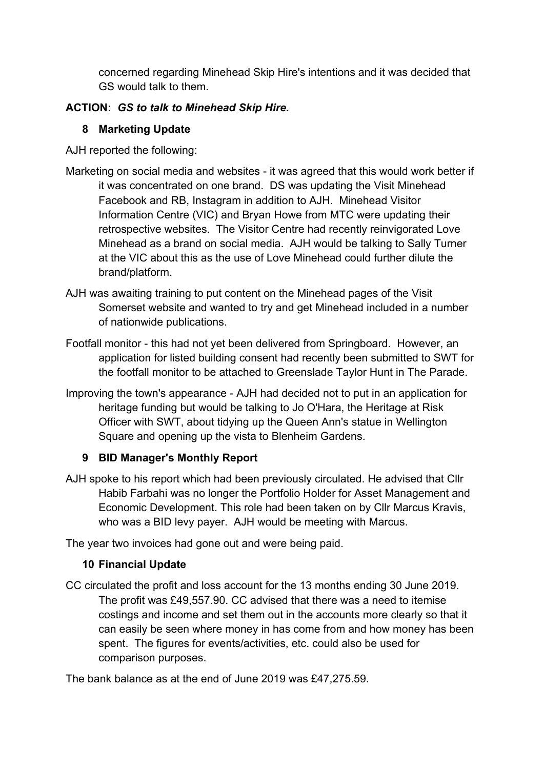concerned regarding Minehead Skip Hire's intentions and it was decided that GS would talk to them.

**ACTION:** ***GS to talk to Minehead Skip Hire.***

### 8 Marketing Update

AJH reported the following:

Marketing on social media and websites - it was agreed that this would work better if it was concentrated on one brand. DS was updating the Visit Minehead Facebook and RB, Instagram in addition to AJH. Minehead Visitor Information Centre (VIC) and Bryan Howe from MTC were updating their retrospective websites. The Visitor Centre had recently reinvigorated Love Minehead as a brand on social media. AJH would be talking to Sally Turner at the VIC about this as the use of Love Minehead could further dilute the brand/platform.

AJH was awaiting training to put content on the Minehead pages of the Visit Somerset website and wanted to try and get Minehead included in a number of nationwide publications.

Footfall monitor - this had not yet been delivered from Springboard. However, an application for listed building consent had recently been submitted to SWT for the footfall monitor to be attached to Greenslade Taylor Hunt in The Parade.

Improving the town's appearance - AJH had decided not to put in an application for heritage funding but would be talking to Jo O'Hara, the Heritage at Risk Officer with SWT, about tidying up the Queen Ann's statue in Wellington Square and opening up the vista to Blenheim Gardens.

### 9 BID Manager's Monthly Report

AJH spoke to his report which had been previously circulated. He advised that Cllr Habib Farbahi was no longer the Portfolio Holder for Asset Management and Economic Development. This role had been taken on by Cllr Marcus Kravis, who was a BID levy payer. AJH would be meeting with Marcus.

The year two invoices had gone out and were being paid.

### 10 Financial Update

CC circulated the profit and loss account for the 13 months ending 30 June 2019. The profit was £49,557.90. CC advised that there was a need to itemise costings and income and set them out in the accounts more clearly so that it can easily be seen where money in has come from and how money has been spent. The figures for events/activities, etc. could also be used for comparison purposes.

The bank balance as at the end of June 2019 was £47,275.59.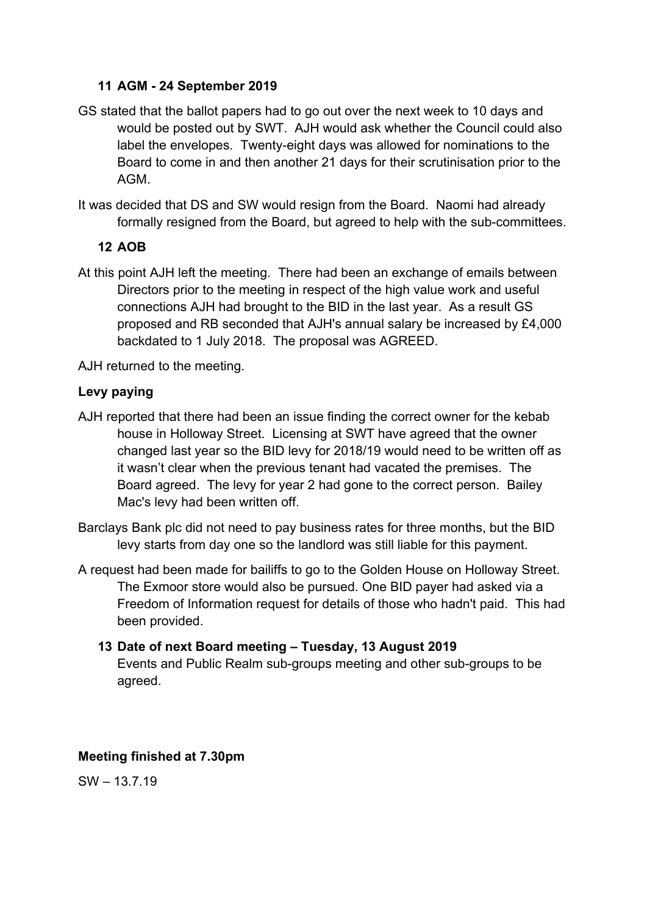## 11 AGM - 24 September 2019

GS stated that the ballot papers had to go out over the next week to 10 days and would be posted out by SWT. AJH would ask whether the Council could also label the envelopes. Twenty-eight days was allowed for nominations to the Board to come in and then another 21 days for their scrutinisation prior to the AGM.

It was decided that DS and SW would resign from the Board. Naomi had already formally resigned from the Board, but agreed to help with the sub-committees.

## 12 AOB

At this point AJH left the meeting. There had been an exchange of emails between Directors prior to the meeting in respect of the high value work and useful connections AJH had brought to the BID in the last year. As a result GS proposed and RB seconded that AJH's annual salary be increased by £4,000 backdated to 1 July 2018. The proposal was AGREED.

AJH returned to the meeting.

**Levy paying**

AJH reported that there had been an issue finding the correct owner for the kebab house in Holloway Street. Licensing at SWT have agreed that the owner changed last year so the BID levy for 2018/19 would need to be written off as it wasn't clear when the previous tenant had vacated the premises. The Board agreed. The levy for year 2 had gone to the correct person. Bailey Mac's levy had been written off.

Barclays Bank plc did not need to pay business rates for three months, but the BID levy starts from day one so the landlord was still liable for this payment.

A request had been made for bailiffs to go to the Golden House on Holloway Street. The Exmoor store would also be pursued. One BID payer had asked via a Freedom of Information request for details of those who hadn't paid. This had been provided.

## 13 Date of next Board meeting – Tuesday, 13 August 2019

Events and Public Realm sub-groups meeting and other sub-groups to be agreed.

**Meeting finished at 7.30pm**

SW – 13.7.19